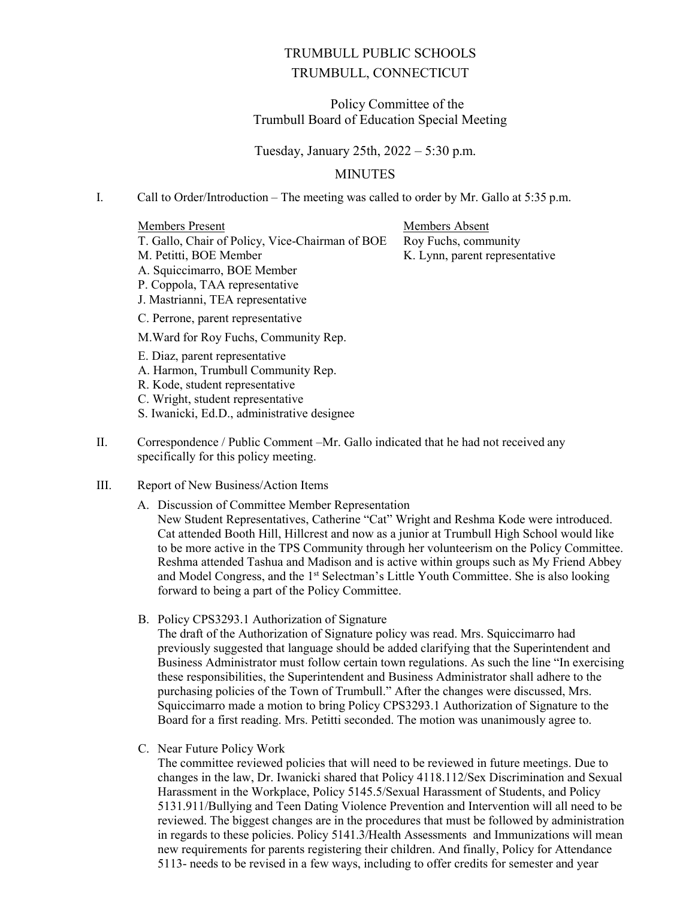# TRUMBULL PUBLIC SCHOOLS
## TRUMBULL, CONNECTICUT

### Policy Committee of the Trumbull Board of Education Special Meeting

Tuesday, January 25th, 2022 – 5:30 p.m.

MINUTES

I. Call to Order/Introduction – The meeting was called to order by Mr. Gallo at 5:35 p.m.

| Members Present | Members Absent |
|---|---|
| T. Gallo, Chair of Policy, Vice-Chairman of BOE | Roy Fuchs, community |
| M. Petitti, BOE Member | K. Lynn, parent representative |
| A. Squiccimarro, BOE Member | |
| P. Coppola, TAA representative | |
| J. Mastrianni, TEA representative | |
| C. Perrone, parent representative | |
| M.Ward for Roy Fuchs, Community Rep. | |
| E. Diaz, parent representative | |
| A. Harmon, Trumbull Community Rep. | |
| R. Kode, student representative | |
| C. Wright, student representative | |
| S. Iwanicki, Ed.D., administrative designee | |

II. Correspondence / Public Comment –Mr. Gallo indicated that he had not received any specifically for this policy meeting.

III. Report of New Business/Action Items

A. Discussion of Committee Member Representation
New Student Representatives, Catherine "Cat" Wright and Reshma Kode were introduced. Cat attended Booth Hill, Hillcrest and now as a junior at Trumbull High School would like to be more active in the TPS Community through her volunteerism on the Policy Committee. Reshma attended Tashua and Madison and is active within groups such as My Friend Abbey and Model Congress, and the 1st Selectman's Little Youth Committee. She is also looking forward to being a part of the Policy Committee.

B. Policy CPS3293.1 Authorization of Signature
The draft of the Authorization of Signature policy was read. Mrs. Squiccimarro had previously suggested that language should be added clarifying that the Superintendent and Business Administrator must follow certain town regulations. As such the line "In exercising these responsibilities, the Superintendent and Business Administrator shall adhere to the purchasing policies of the Town of Trumbull." After the changes were discussed, Mrs. Squiccimarro made a motion to bring Policy CPS3293.1 Authorization of Signature to the Board for a first reading. Mrs. Petitti seconded. The motion was unanimously agree to.

C. Near Future Policy Work
The committee reviewed policies that will need to be reviewed in future meetings. Due to changes in the law, Dr. Iwanicki shared that Policy 4118.112/Sex Discrimination and Sexual Harassment in the Workplace, Policy 5145.5/Sexual Harassment of Students, and Policy 5131.911/Bullying and Teen Dating Violence Prevention and Intervention will all need to be reviewed. The biggest changes are in the procedures that must be followed by administration in regards to these policies. Policy 5141.3/Health Assessments and Immunizations will mean new requirements for parents registering their children. And finally, Policy for Attendance 5113- needs to be revised in a few ways, including to offer credits for semester and year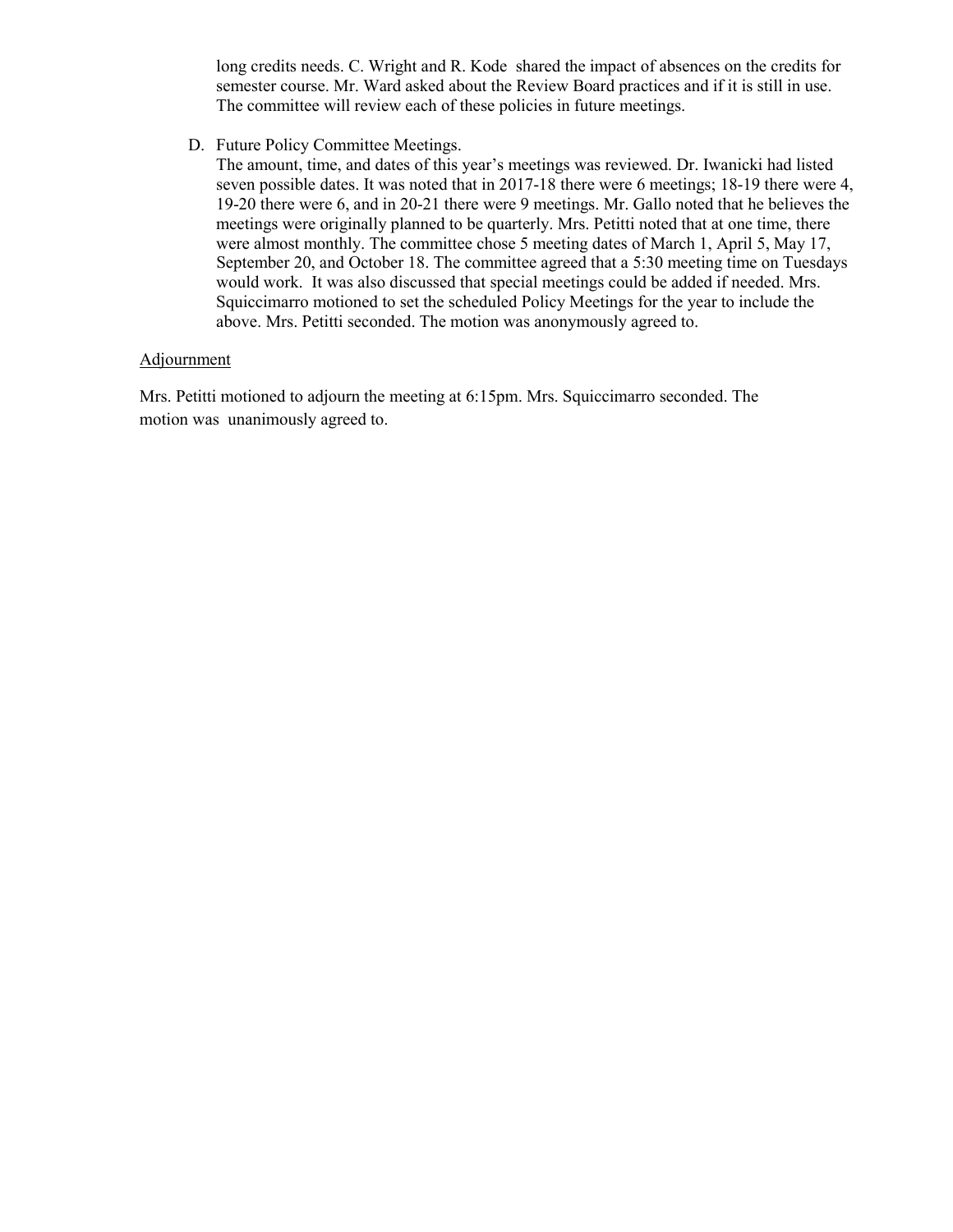long credits needs. C. Wright and R. Kode shared the impact of absences on the credits for semester course. Mr. Ward asked about the Review Board practices and if it is still in use. The committee will review each of these policies in future meetings.

D. Future Policy Committee Meetings.
The amount, time, and dates of this year's meetings was reviewed. Dr. Iwanicki had listed seven possible dates. It was noted that in 2017-18 there were 6 meetings; 18-19 there were 4, 19-20 there were 6, and in 20-21 there were 9 meetings. Mr. Gallo noted that he believes the meetings were originally planned to be quarterly. Mrs. Petitti noted that at one time, there were almost monthly. The committee chose 5 meeting dates of March 1, April 5, May 17, September 20, and October 18. The committee agreed that a 5:30 meeting time on Tuesdays would work. It was also discussed that special meetings could be added if needed. Mrs. Squiccimarro motioned to set the scheduled Policy Meetings for the year to include the above. Mrs. Petitti seconded. The motion was anonymously agreed to.

<u>Adjournment</u>

Mrs. Petitti motioned to adjourn the meeting at 6:15pm. Mrs. Squiccimarro seconded. The motion was unanimously agreed to.